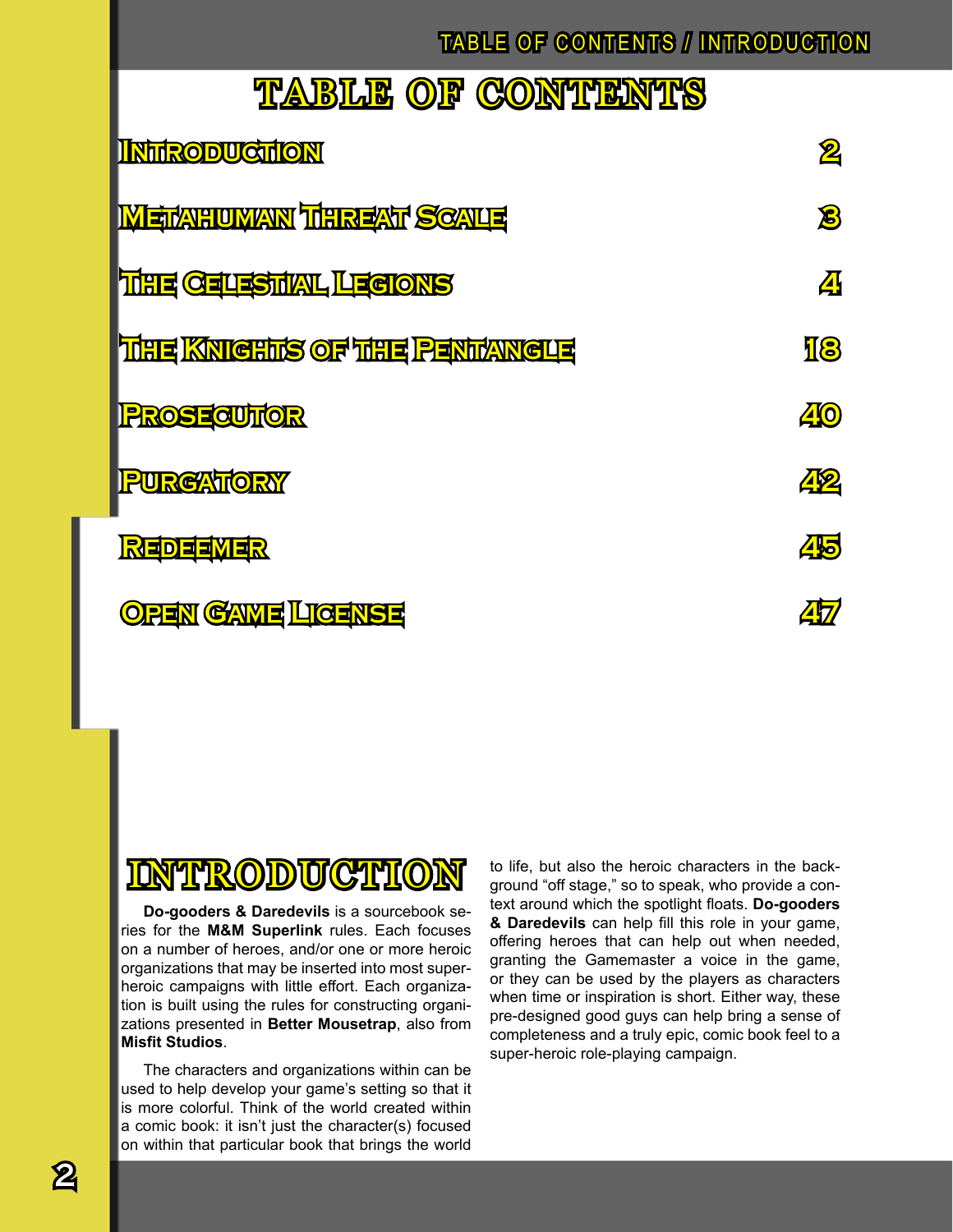# TABLE OF CONTENTS

| | |
|---|---|
| Introduction | 2 |
| Metahuman Threat Scale | 3 |
| The Celestial Legions | 4 |
| The Knights of the Pentangle | 18 |
| Prosecutor | 40 |
| Purgatory | 42 |
| Redeemer | 45 |
| Open Game License | 47 |

# INTRODUCTION

**Do-gooders & Daredevils** is a sourcebook series for the **M&M Superlink** rules. Each focuses on a number of heroes, and/or one or more heroic organizations that may be inserted into most superheroic campaigns with little effort. Each organization is built using the rules for constructing organizations presented in **Better Mousetrap**, also from **Misfit Studios**.

The characters and organizations within can be used to help develop your game's setting so that it is more colorful. Think of the world created within a comic book: it isn't just the character(s) focused on within that particular book that brings the world to life, but also the heroic characters in the background "off stage," so to speak, who provide a context around which the spotlight floats. **Do-gooders & Daredevils** can help fill this role in your game, offering heroes that can help out when needed, granting the Gamemaster a voice in the game, or they can be used by the players as characters when time or inspiration is short. Either way, these pre-designed good guys can help bring a sense of completeness and a truly epic, comic book feel to a super-heroic role-playing campaign.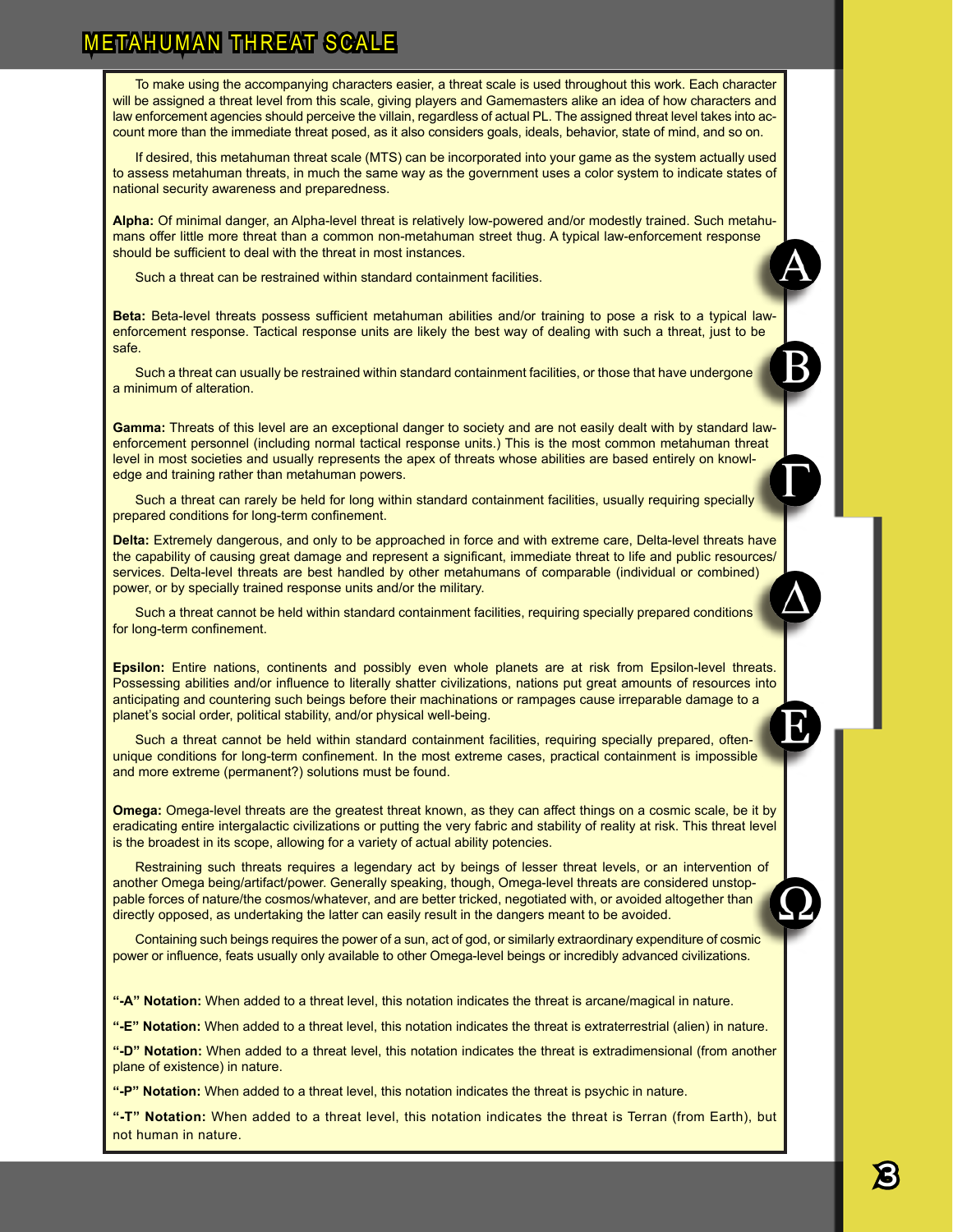# METAHUMAN THREAT SCALE

To make using the accompanying characters easier, a threat scale is used throughout this work. Each character will be assigned a threat level from this scale, giving players and Gamemasters alike an idea of how characters and law enforcement agencies should perceive the villain, regardless of actual PL. The assigned threat level takes into account more than the immediate threat posed, as it also considers goals, ideals, behavior, state of mind, and so on.

If desired, this metahuman threat scale (MTS) can be incorporated into your game as the system actually used to assess metahuman threats, in much the same way as the government uses a color system to indicate states of national security awareness and preparedness.

**Alpha:** Of minimal danger, an Alpha-level threat is relatively low-powered and/or modestly trained. Such metahumans offer little more threat than a common non-metahuman street thug. A typical law-enforcement response should be sufficient to deal with the threat in most instances.

Such a threat can be restrained within standard containment facilities.

**Beta:** Beta-level threats possess sufficient metahuman abilities and/or training to pose a risk to a typical law-enforcement response. Tactical response units are likely the best way of dealing with such a threat, just to be safe.

Such a threat can usually be restrained within standard containment facilities, or those that have undergone a minimum of alteration.

**Gamma:** Threats of this level are an exceptional danger to society and are not easily dealt with by standard law-enforcement personnel (including normal tactical response units.) This is the most common metahuman threat level in most societies and usually represents the apex of threats whose abilities are based entirely on knowledge and training rather than metahuman powers.

Such a threat can rarely be held for long within standard containment facilities, usually requiring specially prepared conditions for long-term confinement.

**Delta:** Extremely dangerous, and only to be approached in force and with extreme care, Delta-level threats have the capability of causing great damage and represent a significant, immediate threat to life and public resources/services. Delta-level threats are best handled by other metahumans of comparable (individual or combined) power, or by specially trained response units and/or the military.

Such a threat cannot be held within standard containment facilities, requiring specially prepared conditions for long-term confinement.

**Epsilon:** Entire nations, continents and possibly even whole planets are at risk from Epsilon-level threats. Possessing abilities and/or influence to literally shatter civilizations, nations put great amounts of resources into anticipating and countering such beings before their machinations or rampages cause irreparable damage to a planet's social order, political stability, and/or physical well-being.

Such a threat cannot be held within standard containment facilities, requiring specially prepared, often-unique conditions for long-term confinement. In the most extreme cases, practical containment is impossible and more extreme (permanent?) solutions must be found.

**Omega:** Omega-level threats are the greatest threat known, as they can affect things on a cosmic scale, be it by eradicating entire intergalactic civilizations or putting the very fabric and stability of reality at risk. This threat level is the broadest in its scope, allowing for a variety of actual ability potencies.

Restraining such threats requires a legendary act by beings of lesser threat levels, or an intervention of another Omega being/artifact/power. Generally speaking, though, Omega-level threats are considered unstoppable forces of nature/the cosmos/whatever, and are better tricked, negotiated with, or avoided altogether than directly opposed, as undertaking the latter can easily result in the dangers meant to be avoided.

Containing such beings requires the power of a sun, act of god, or similarly extraordinary expenditure of cosmic power or influence, feats usually only available to other Omega-level beings or incredibly advanced civilizations.

**"-A" Notation:** When added to a threat level, this notation indicates the threat is arcane/magical in nature.

**"-E" Notation:** When added to a threat level, this notation indicates the threat is extraterrestrial (alien) in nature.

**"-D" Notation:** When added to a threat level, this notation indicates the threat is extradimensional (from another plane of existence) in nature.

**"-P" Notation:** When added to a threat level, this notation indicates the threat is psychic in nature.

**"-T" Notation:** When added to a threat level, this notation indicates the threat is Terran (from Earth), but not human in nature.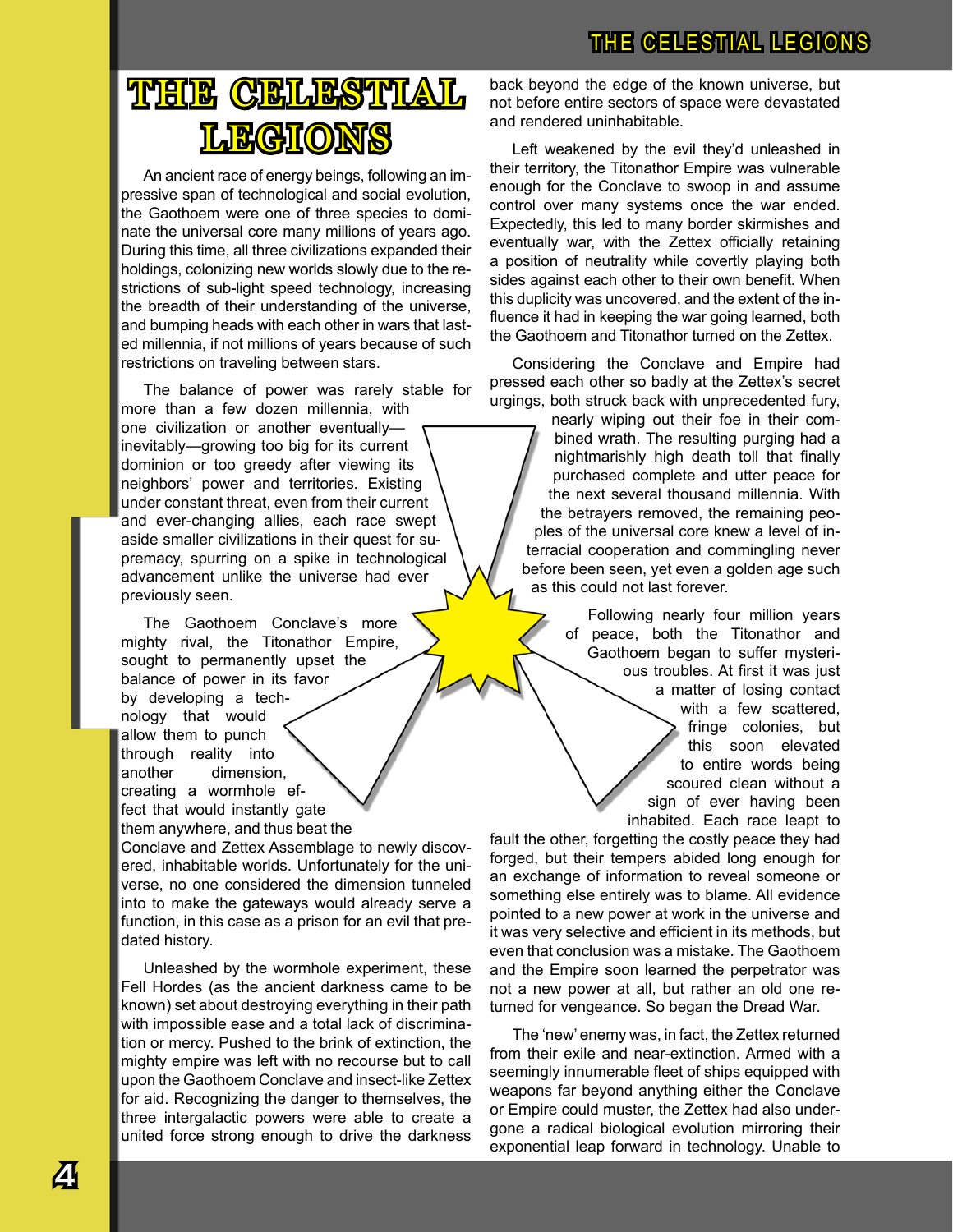# THE CELESTIAL LEGIONS

An ancient race of energy beings, following an impressive span of technological and social evolution, the Gaothoem were one of three species to dominate the universal core many millions of years ago. During this time, all three civilizations expanded their holdings, colonizing new worlds slowly due to the restrictions of sub-light speed technology, increasing the breadth of their understanding of the universe, and bumping heads with each other in wars that lasted millennia, if not millions of years because of such restrictions on traveling between stars.

The balance of power was rarely stable for more than a few dozen millennia, with one civilization or another eventually—inevitably—growing too big for its current dominion or too greedy after viewing its neighbors' power and territories. Existing under constant threat, even from their current and ever-changing allies, each race swept aside smaller civilizations in their quest for supremacy, spurring on a spike in technological advancement unlike the universe had ever previously seen.

The Gaothoem Conclave's more mighty rival, the Titonathor Empire, sought to permanently upset the balance of power in its favor by developing a technology that would allow them to punch through reality into another dimension, creating a wormhole effect that would instantly gate them anywhere, and thus beat the Conclave and Zettex Assemblage to newly discovered, inhabitable worlds. Unfortunately for the universe, no one considered the dimension tunneled into to make the gateways would already serve a function, in this case as a prison for an evil that predated history.

Unleashed by the wormhole experiment, these Fell Hordes (as the ancient darkness came to be known) set about destroying everything in their path with impossible ease and a total lack of discrimination or mercy. Pushed to the brink of extinction, the mighty empire was left with no recourse but to call upon the Gaothoem Conclave and insect-like Zettex for aid. Recognizing the danger to themselves, the three intergalactic powers were able to create a united force strong enough to drive the darkness back beyond the edge of the known universe, but not before entire sectors of space were devastated and rendered uninhabitable.

Left weakened by the evil they'd unleashed in their territory, the Titonathor Empire was vulnerable enough for the Conclave to swoop in and assume control over many systems once the war ended. Expectedly, this led to many border skirmishes and eventually war, with the Zettex officially retaining a position of neutrality while covertly playing both sides against each other to their own benefit. When this duplicity was uncovered, and the extent of the influence it had in keeping the war going learned, both the Gaothoem and Titonathor turned on the Zettex.

Considering the Conclave and Empire had pressed each other so badly at the Zettex's secret urgings, both struck back with unprecedented fury, nearly wiping out their foe in their combined wrath. The resulting purging had a nightmarishly high death toll that finally purchased complete and utter peace for the next several thousand millennia. With the betrayers removed, the remaining peoples of the universal core knew a level of interracial cooperation and commingling never before been seen, yet even a golden age such as this could not last forever.

Following nearly four million years of peace, both the Titonathor and Gaothoem began to suffer mysterious troubles. At first it was just a matter of losing contact with a few scattered, fringe colonies, but this soon elevated to entire words being scoured clean without a sign of ever having been inhabited. Each race leapt to fault the other, forgetting the costly peace they had forged, but their tempers abided long enough for an exchange of information to reveal someone or something else entirely was to blame. All evidence pointed to a new power at work in the universe and it was very selective and efficient in its methods, but even that conclusion was a mistake. The Gaothoem and the Empire soon learned the perpetrator was not a new power at all, but rather an old one returned for vengeance. So began the Dread War.

The 'new' enemy was, in fact, the Zettex returned from their exile and near-extinction. Armed with a seemingly innumerable fleet of ships equipped with weapons far beyond anything either the Conclave or Empire could muster, the Zettex had also undergone a radical biological evolution mirroring their exponential leap forward in technology. Unable to